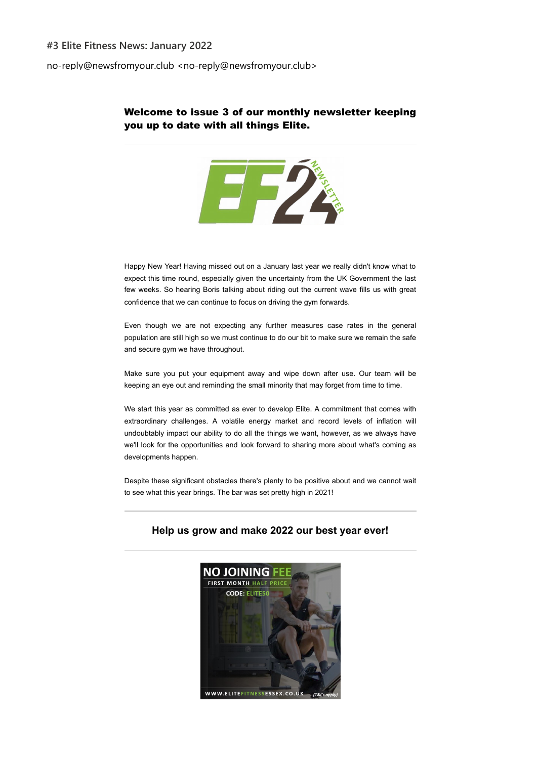#3 Elite Fitness News: January 2022

no-reply@newsfromyour.club <no-reply@newsfromyour.club>

## Welcome to issue 3 of our monthly newsletter keeping you up to date with all things Elite.

---

Happy New Year! Having missed out on a January last year we really didn't know what to expect this time round, especially given the uncertainty from the UK Government the last few weeks. So hearing Boris talking about riding out the current wave fills us with great confidence that we can continue to focus on driving the gym forwards.

Even though we are not expecting any further measures case rates in the general population are still high so we must continue to do our bit to make sure we remain the safe and secure gym we have throughout.

Make sure you put your equipment away and wipe down after use. Our team will be keeping an eye out and reminding the small minority that may forget from time to time.

We start this year as committed as ever to develop Elite. A commitment that comes with extraordinary challenges. A volatile energy market and record levels of inflation will undoubtably impact our ability to do all the things we want, however, as we always have we'll look for the opportunities and look forward to sharing more about what's coming as developments happen.

Despite these significant obstacles there's plenty to be positive about and we cannot wait to see what this year brings. The bar was set pretty high in 2021!

---

### Help us grow and make 2022 our best year ever!

---

NO JOINING FEE

FIRST MONTH HALF PRICE

CODE: ELITE50

WWW.ELITEFITNESSESSEX.CO.UK (T&Cs apply)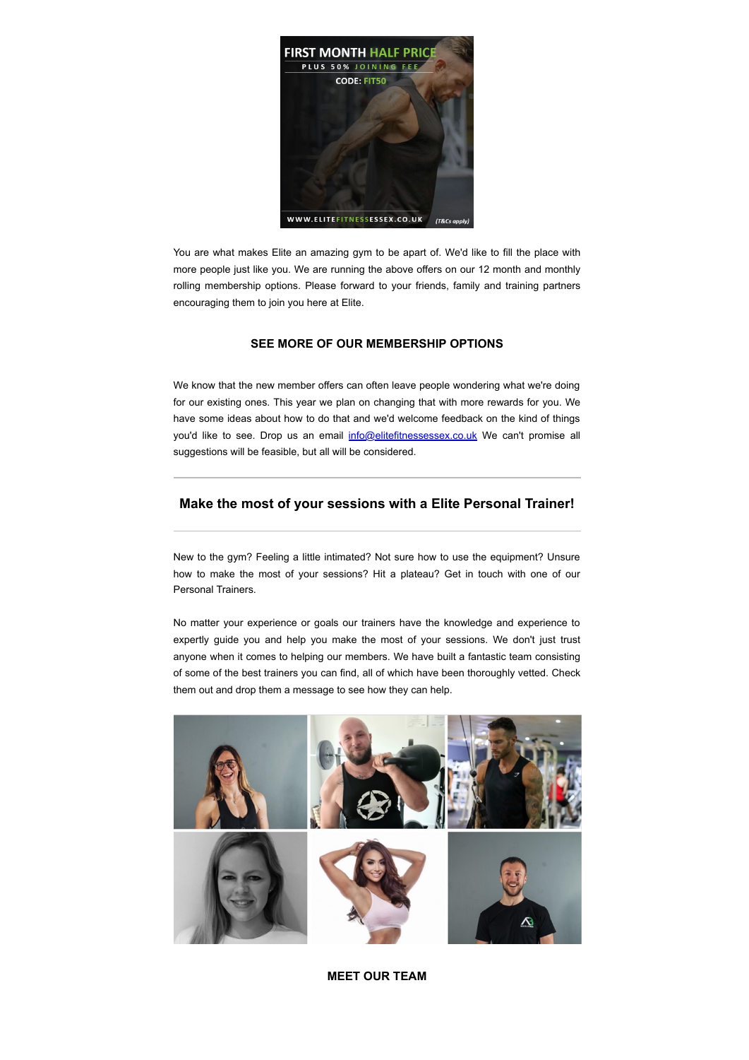You are what makes Elite an amazing gym to be apart of. We'd like to fill the place with more people just like you. We are running the above offers on our 12 month and monthly rolling membership options. Please forward to your friends, family and training partners encouraging them to join you here at Elite.

**SEE MORE OF OUR MEMBERSHIP OPTIONS**

We know that the new member offers can often leave people wondering what we're doing for our existing ones. This year we plan on changing that with more rewards for you. We have some ideas about how to do that and we'd welcome feedback on the kind of things you'd like to see. Drop us an email info@elitefitnessessex.co.uk We can't promise all suggestions will be feasible, but all will be considered.

---

## Make the most of your sessions with a Elite Personal Trainer!

---

New to the gym? Feeling a little intimated? Not sure how to use the equipment? Unsure how to make the most of your sessions? Hit a plateau? Get in touch with one of our Personal Trainers.

No matter your experience or goals our trainers have the knowledge and experience to expertly guide you and help you make the most of your sessions. We don't just trust anyone when it comes to helping our members. We have built a fantastic team consisting of some of the best trainers you can find, all of which have been thoroughly vetted. Check them out and drop them a message to see how they can help.

**MEET OUR TEAM**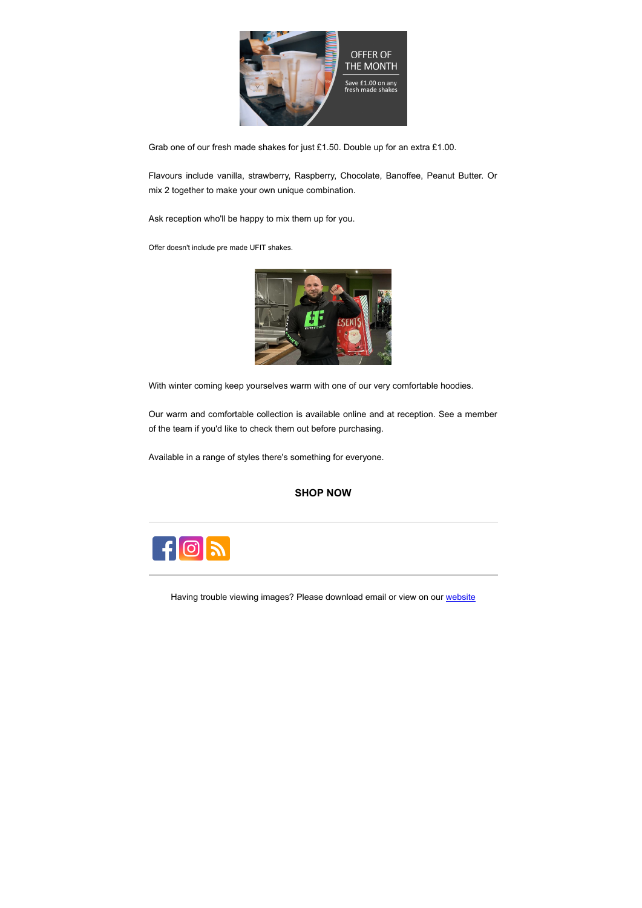Grab one of our fresh made shakes for just £1.50. Double up for an extra £1.00.

Flavours include vanilla, strawberry, Raspberry, Chocolate, Banoffee, Peanut Butter. Or mix 2 together to make your own unique combination.

Ask reception who'll be happy to mix them up for you.

Offer doesn't include pre made UFIT shakes.

With winter coming keep yourselves warm with one of our very comfortable hoodies.

Our warm and comfortable collection is available online and at reception. See a member of the team if you'd like to check them out before purchasing.

Available in a range of styles there's something for everyone.

**SHOP NOW**

---

---

Having trouble viewing images? Please download email or view on our website